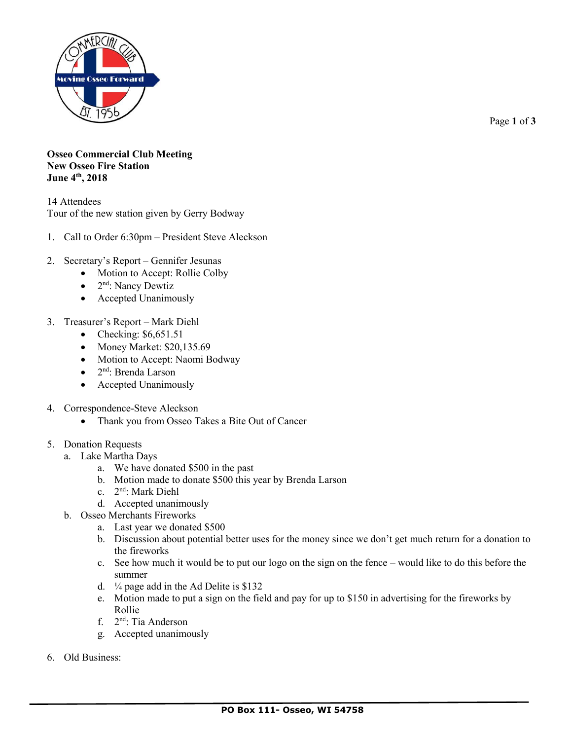**Osseo Commercial Club Meeting**
**New Osseo Fire Station**
**June 4th, 2018**

14 Attendees
Tour of the new station given by Gerry Bodway

1. Call to Order 6:30pm – President Steve Aleckson

2. Secretary's Report – Gennifer Jesunas
    - Motion to Accept: Rollie Colby
    - 2nd: Nancy Dewtiz
    - Accepted Unanimously

3. Treasurer's Report – Mark Diehl
    - Checking: $6,651.51
    - Money Market: $20,135.69
    - Motion to Accept: Naomi Bodway
    - 2nd: Brenda Larson
    - Accepted Unanimously

4. Correspondence-Steve Aleckson
    - Thank you from Osseo Takes a Bite Out of Cancer

5. Donation Requests
    a. Lake Martha Days
        a. We have donated $500 in the past
        b. Motion made to donate $500 this year by Brenda Larson
        c. 2nd: Mark Diehl
        d. Accepted unanimously
    b. Osseo Merchants Fireworks
        a. Last year we donated $500
        b. Discussion about potential better uses for the money since we don't get much return for a donation to the fireworks
        c. See how much it would be to put our logo on the sign on the fence – would like to do this before the summer
        d. ¼ page add in the Ad Delite is $132
        e. Motion made to put a sign on the field and pay for up to $150 in advertising for the fireworks by Rollie
        f. 2nd: Tia Anderson
        g. Accepted unanimously

6. Old Business:

PO Box 111- Osseo, WI 54758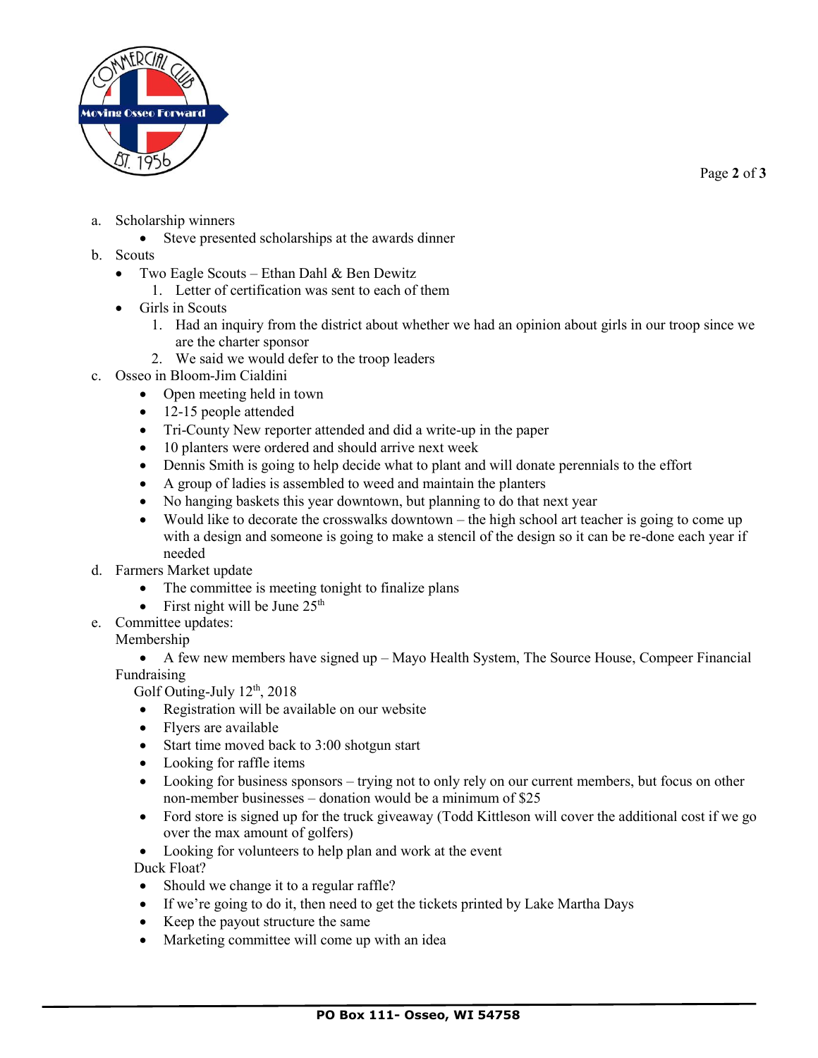a. Scholarship winners
   - Steve presented scholarships at the awards dinner

b. Scouts
   - Two Eagle Scouts – Ethan Dahl & Ben Dewitz
     1. Letter of certification was sent to each of them
   - Girls in Scouts
     1. Had an inquiry from the district about whether we had an opinion about girls in our troop since we are the charter sponsor
     2. We said we would defer to the troop leaders

c. Osseo in Bloom-Jim Cialdini
   - Open meeting held in town
   - 12-15 people attended
   - Tri-County New reporter attended and did a write-up in the paper
   - 10 planters were ordered and should arrive next week
   - Dennis Smith is going to help decide what to plant and will donate perennials to the effort
   - A group of ladies is assembled to weed and maintain the planters
   - No hanging baskets this year downtown, but planning to do that next year
   - Would like to decorate the crosswalks downtown – the high school art teacher is going to come up with a design and someone is going to make a stencil of the design so it can be re-done each year if needed

d. Farmers Market update
   - The committee is meeting tonight to finalize plans
   - First night will be June 25th

e. Committee updates:

   Membership
   - A few new members have signed up – Mayo Health System, The Source House, Compeer Financial

   Fundraising

   Golf Outing-July 12th, 2018
   - Registration will be available on our website
   - Flyers are available
   - Start time moved back to 3:00 shotgun start
   - Looking for raffle items
   - Looking for business sponsors – trying not to only rely on our current members, but focus on other non-member businesses – donation would be a minimum of $25
   - Ford store is signed up for the truck giveaway (Todd Kittleson will cover the additional cost if we go over the max amount of golfers)
   - Looking for volunteers to help plan and work at the event

   Duck Float?
   - Should we change it to a regular raffle?
   - If we're going to do it, then need to get the tickets printed by Lake Martha Days
   - Keep the payout structure the same
   - Marketing committee will come up with an idea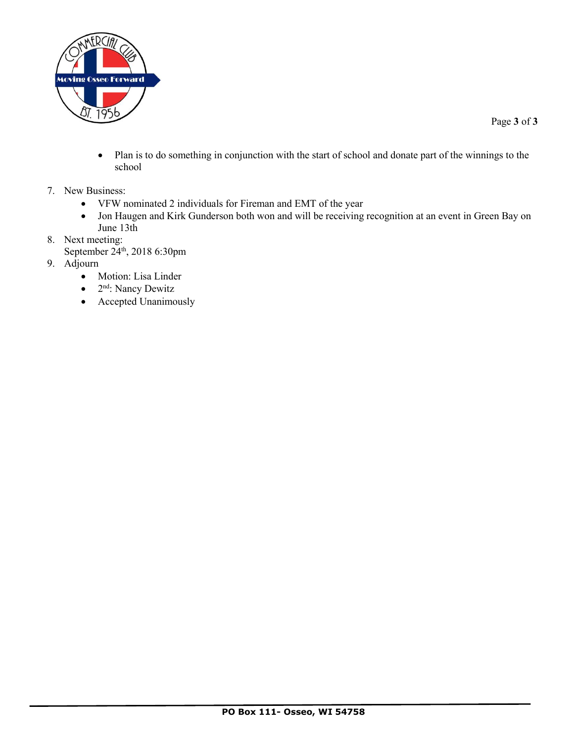- Plan is to do something in conjunction with the start of school and donate part of the winnings to the school

7. New Business:
   - VFW nominated 2 individuals for Fireman and EMT of the year
   - Jon Haugen and Kirk Gunderson both won and will be receiving recognition at an event in Green Bay on June 13th
8. Next meeting:
   September 24th, 2018 6:30pm
9. Adjourn
   - Motion: Lisa Linder
   - 2nd: Nancy Dewitz
   - Accepted Unanimously

**PO Box 111- Osseo, WI 54758**